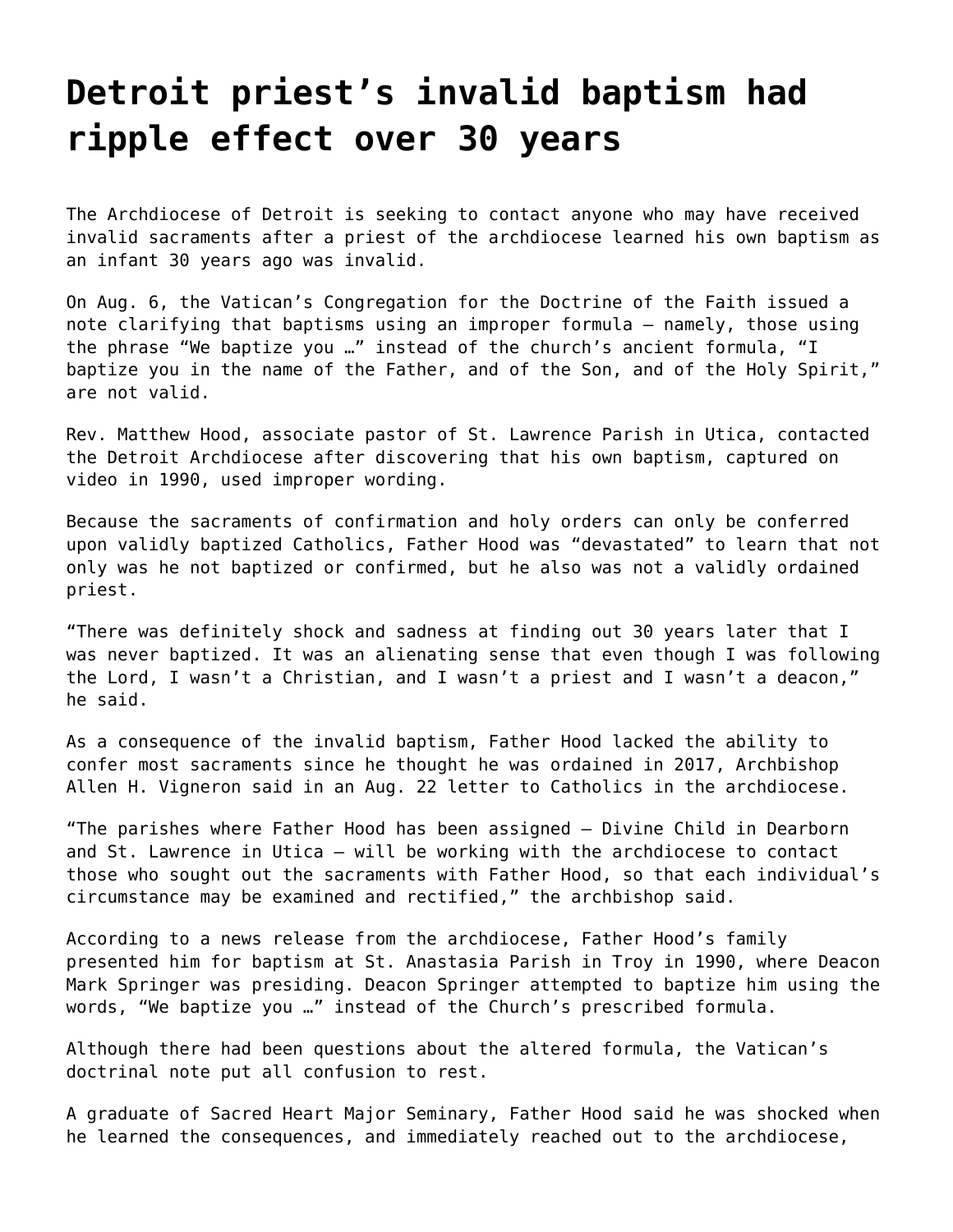# Detroit priest's invalid baptism had ripple effect over 30 years

The Archdiocese of Detroit is seeking to contact anyone who may have received invalid sacraments after a priest of the archdiocese learned his own baptism as an infant 30 years ago was invalid.

On Aug. 6, the Vatican's Congregation for the Doctrine of the Faith issued a note clarifying that baptisms using an improper formula — namely, those using the phrase "We baptize you …" instead of the church's ancient formula, "I baptize you in the name of the Father, and of the Son, and of the Holy Spirit," are not valid.

Rev. Matthew Hood, associate pastor of St. Lawrence Parish in Utica, contacted the Detroit Archdiocese after discovering that his own baptism, captured on video in 1990, used improper wording.

Because the sacraments of confirmation and holy orders can only be conferred upon validly baptized Catholics, Father Hood was "devastated" to learn that not only was he not baptized or confirmed, but he also was not a validly ordained priest.

"There was definitely shock and sadness at finding out 30 years later that I was never baptized. It was an alienating sense that even though I was following the Lord, I wasn't a Christian, and I wasn't a priest and I wasn't a deacon," he said.

As a consequence of the invalid baptism, Father Hood lacked the ability to confer most sacraments since he thought he was ordained in 2017, Archbishop Allen H. Vigneron said in an Aug. 22 letter to Catholics in the archdiocese.

"The parishes where Father Hood has been assigned — Divine Child in Dearborn and St. Lawrence in Utica — will be working with the archdiocese to contact those who sought out the sacraments with Father Hood, so that each individual's circumstance may be examined and rectified," the archbishop said.

According to a news release from the archdiocese, Father Hood's family presented him for baptism at St. Anastasia Parish in Troy in 1990, where Deacon Mark Springer was presiding. Deacon Springer attempted to baptize him using the words, "We baptize you …" instead of the Church's prescribed formula.

Although there had been questions about the altered formula, the Vatican's doctrinal note put all confusion to rest.

A graduate of Sacred Heart Major Seminary, Father Hood said he was shocked when he learned the consequences, and immediately reached out to the archdiocese,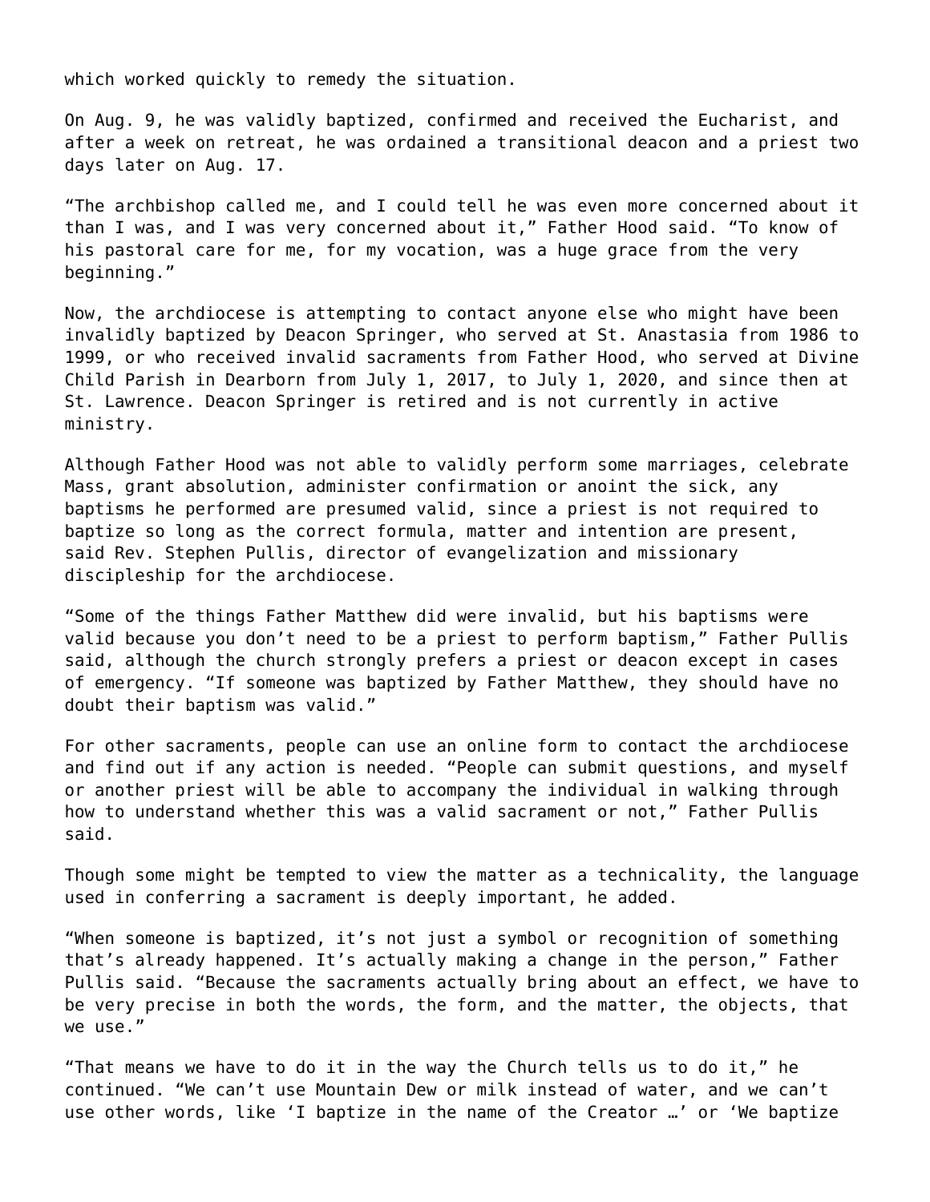which worked quickly to remedy the situation.

On Aug. 9, he was validly baptized, confirmed and received the Eucharist, and after a week on retreat, he was ordained a transitional deacon and a priest two days later on Aug. 17.

“The archbishop called me, and I could tell he was even more concerned about it than I was, and I was very concerned about it,” Father Hood said. “To know of his pastoral care for me, for my vocation, was a huge grace from the very beginning.”

Now, the archdiocese is attempting to contact anyone else who might have been invalidly baptized by Deacon Springer, who served at St. Anastasia from 1986 to 1999, or who received invalid sacraments from Father Hood, who served at Divine Child Parish in Dearborn from July 1, 2017, to July 1, 2020, and since then at St. Lawrence. Deacon Springer is retired and is not currently in active ministry.

Although Father Hood was not able to validly perform some marriages, celebrate Mass, grant absolution, administer confirmation or anoint the sick, any baptisms he performed are presumed valid, since a priest is not required to baptize so long as the correct formula, matter and intention are present, said Rev. Stephen Pullis, director of evangelization and missionary discipleship for the archdiocese.

“Some of the things Father Matthew did were invalid, but his baptisms were valid because you don’t need to be a priest to perform baptism,” Father Pullis said, although the church strongly prefers a priest or deacon except in cases of emergency. “If someone was baptized by Father Matthew, they should have no doubt their baptism was valid.”

For other sacraments, people can use an online form to contact the archdiocese and find out if any action is needed. “People can submit questions, and myself or another priest will be able to accompany the individual in walking through how to understand whether this was a valid sacrament or not,” Father Pullis said.

Though some might be tempted to view the matter as a technicality, the language used in conferring a sacrament is deeply important, he added.

“When someone is baptized, it’s not just a symbol or recognition of something that’s already happened. It’s actually making a change in the person,” Father Pullis said. “Because the sacraments actually bring about an effect, we have to be very precise in both the words, the form, and the matter, the objects, that we use.”

“That means we have to do it in the way the Church tells us to do it,” he continued. “We can’t use Mountain Dew or milk instead of water, and we can’t use other words, like ‘I baptize in the name of the Creator …’ or ‘We baptize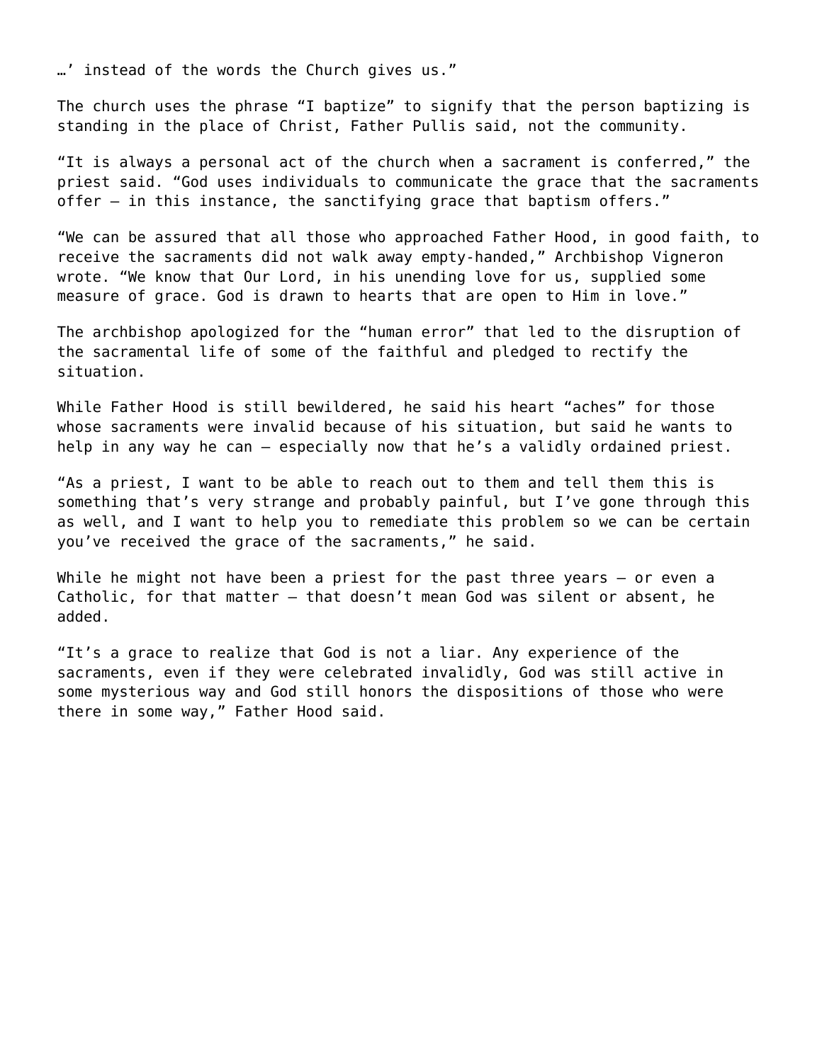…' instead of the words the Church gives us."

The church uses the phrase "I baptize" to signify that the person baptizing is standing in the place of Christ, Father Pullis said, not the community.

"It is always a personal act of the church when a sacrament is conferred," the priest said. "God uses individuals to communicate the grace that the sacraments offer — in this instance, the sanctifying grace that baptism offers."

"We can be assured that all those who approached Father Hood, in good faith, to receive the sacraments did not walk away empty-handed," Archbishop Vigneron wrote. "We know that Our Lord, in his unending love for us, supplied some measure of grace. God is drawn to hearts that are open to Him in love."

The archbishop apologized for the "human error" that led to the disruption of the sacramental life of some of the faithful and pledged to rectify the situation.

While Father Hood is still bewildered, he said his heart "aches" for those whose sacraments were invalid because of his situation, but said he wants to help in any way he can — especially now that he's a validly ordained priest.

"As a priest, I want to be able to reach out to them and tell them this is something that's very strange and probably painful, but I've gone through this as well, and I want to help you to remediate this problem so we can be certain you've received the grace of the sacraments," he said.

While he might not have been a priest for the past three years — or even a Catholic, for that matter — that doesn't mean God was silent or absent, he added.

"It's a grace to realize that God is not a liar. Any experience of the sacraments, even if they were celebrated invalidly, God was still active in some mysterious way and God still honors the dispositions of those who were there in some way," Father Hood said.